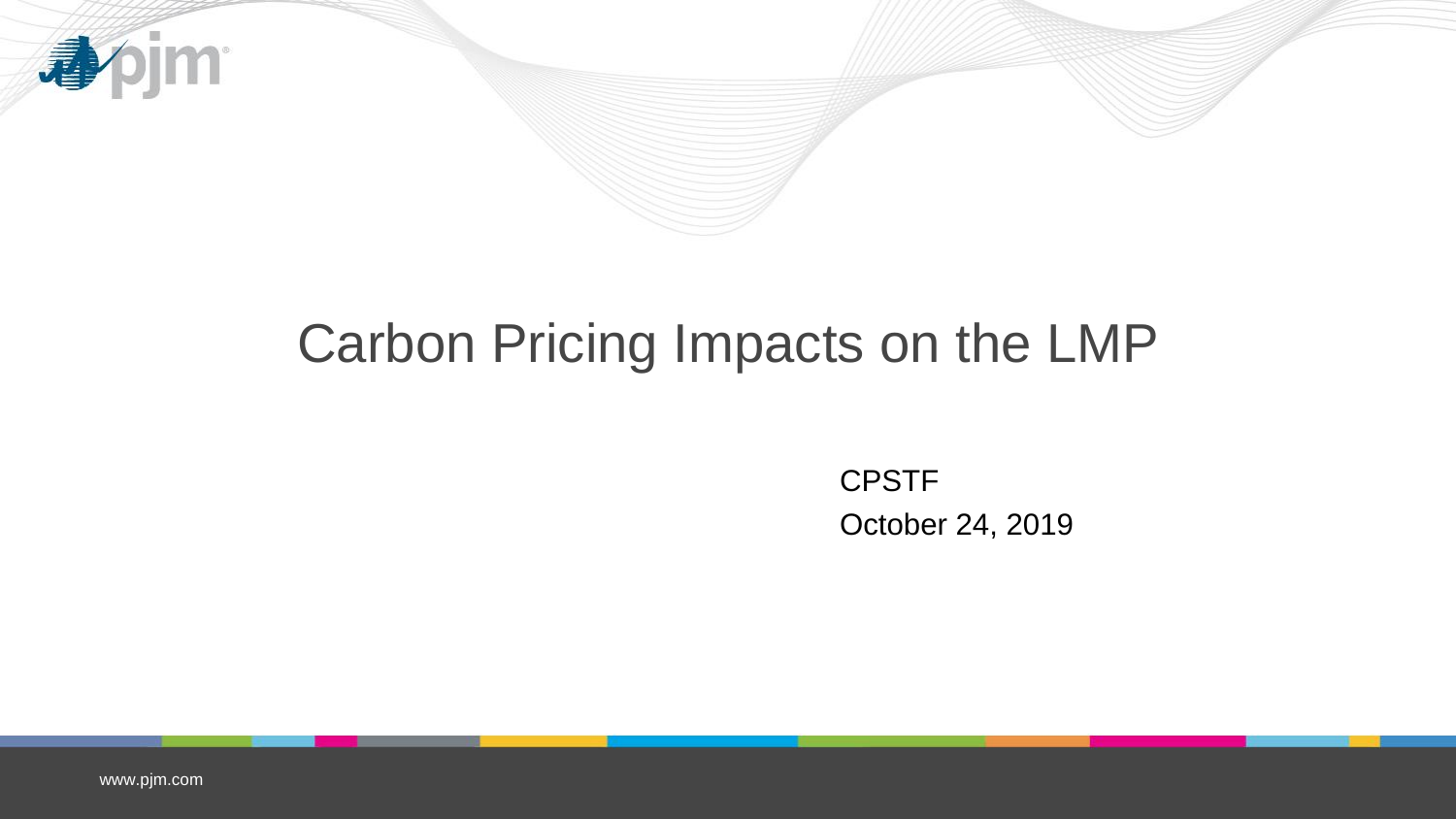# Carbon Pricing Impacts on the LMP

CPSTF

October 24, 2019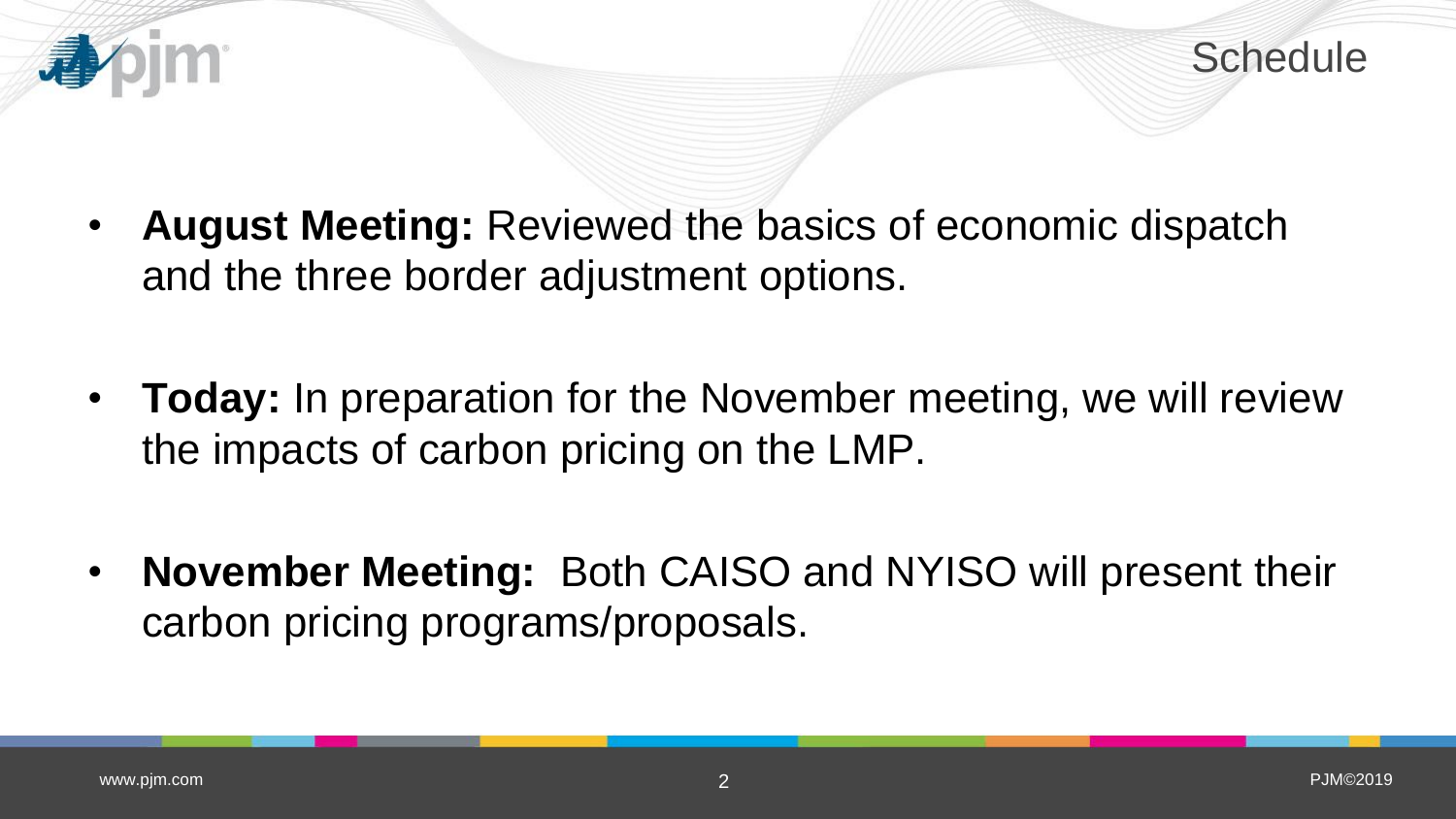# Schedule

- **August Meeting:** Reviewed the basics of economic dispatch and the three border adjustment options.

- **Today:** In preparation for the November meeting, we will review the impacts of carbon pricing on the LMP.

- **November Meeting:** Both CAISO and NYISO will present their carbon pricing programs/proposals.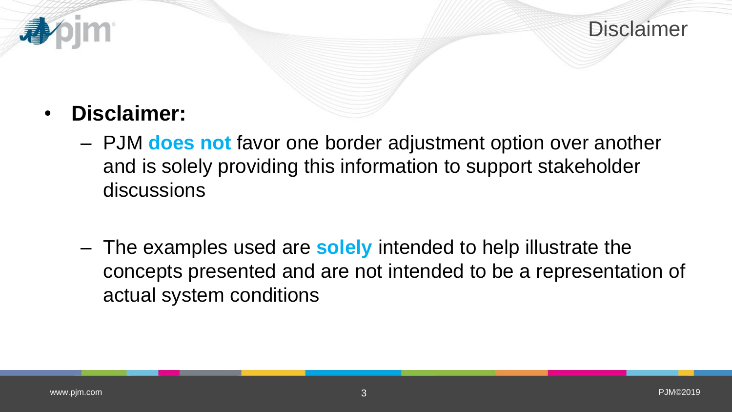# Disclaimer

- **Disclaimer:**
  - PJM **does not** favor one border adjustment option over another and is solely providing this information to support stakeholder discussions
  - The examples used are **solely** intended to help illustrate the concepts presented and are not intended to be a representation of actual system conditions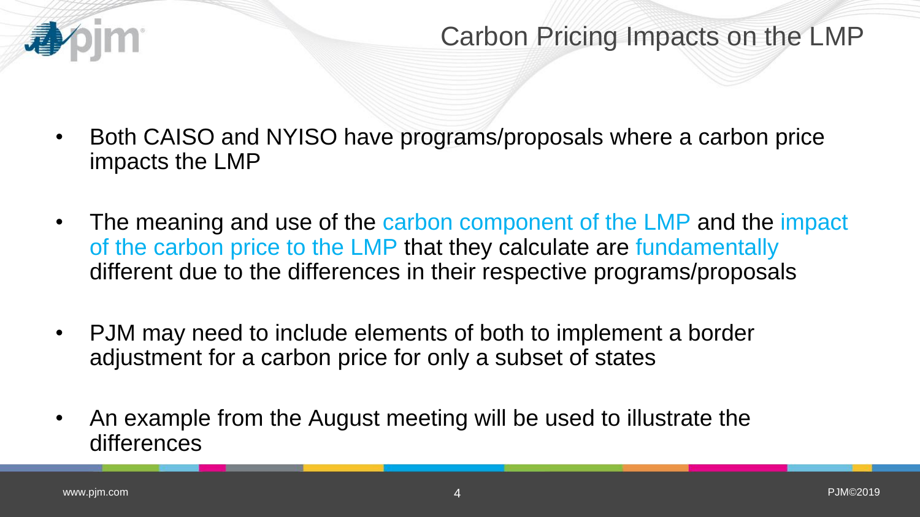# Carbon Pricing Impacts on the LMP

- Both CAISO and NYISO have programs/proposals where a carbon price impacts the LMP
- The meaning and use of the carbon component of the LMP and the impact of the carbon price to the LMP that they calculate are fundamentally different due to the differences in their respective programs/proposals
- PJM may need to include elements of both to implement a border adjustment for a carbon price for only a subset of states
- An example from the August meeting will be used to illustrate the differences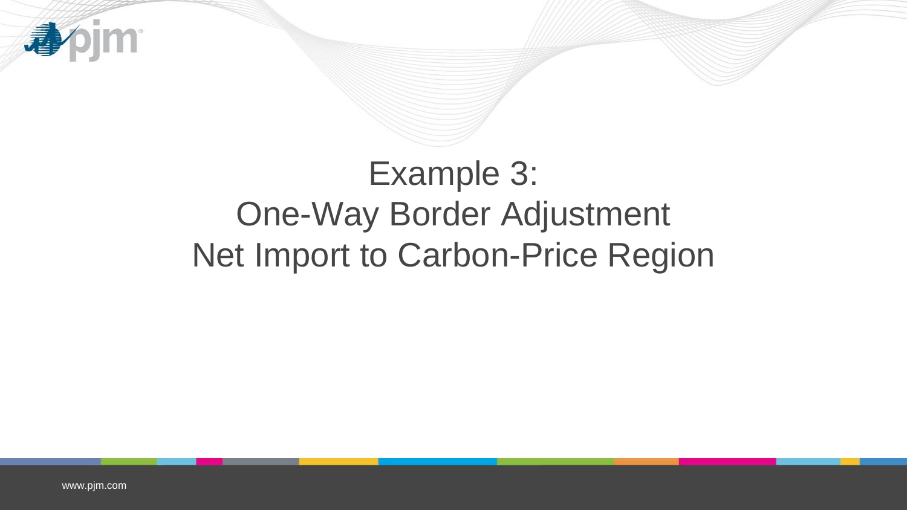# Example 3:
# One-Way Border Adjustment
# Net Import to Carbon-Price Region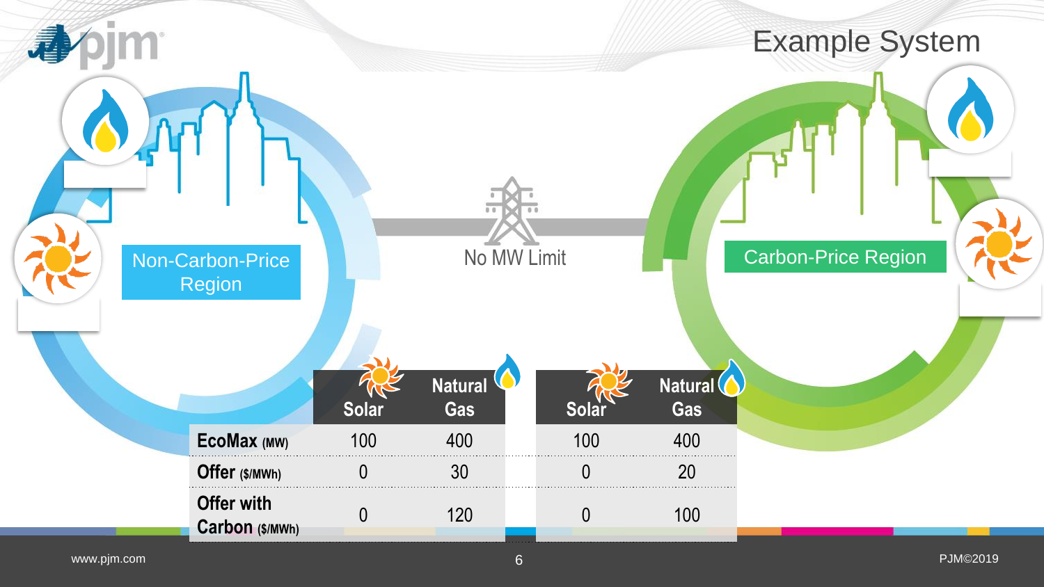# Example System

Non-Carbon-Price Region

No MW Limit

Carbon-Price Region

| | Non-Carbon-Price Region: Solar | Non-Carbon-Price Region: Natural Gas | Carbon-Price Region: Solar | Carbon-Price Region: Natural Gas |
|---|---|---|---|---|
| **EcoMax** (MW) | 100 | 400 | 100 | 400 |
| **Offer** ($/MWh) | 0 | 30 | 0 | 20 |
| **Offer with Carbon** ($/MWh) | 0 | 120 | 0 | 100 |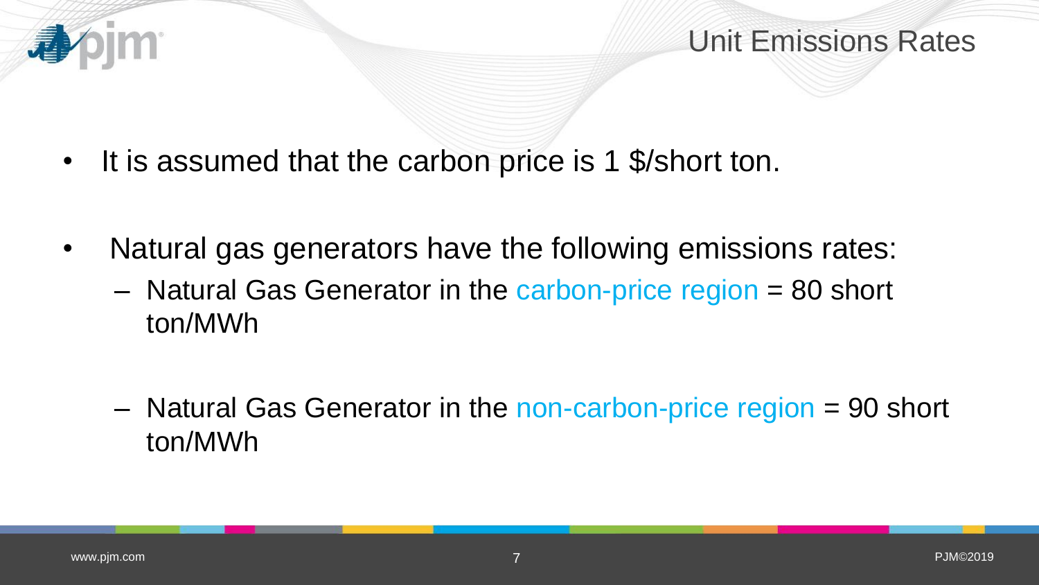# Unit Emissions Rates

- It is assumed that the carbon price is 1 $/short ton.

- Natural gas generators have the following emissions rates:
  - Natural Gas Generator in the carbon-price region = 80 short ton/MWh
  - Natural Gas Generator in the non-carbon-price region = 90 short ton/MWh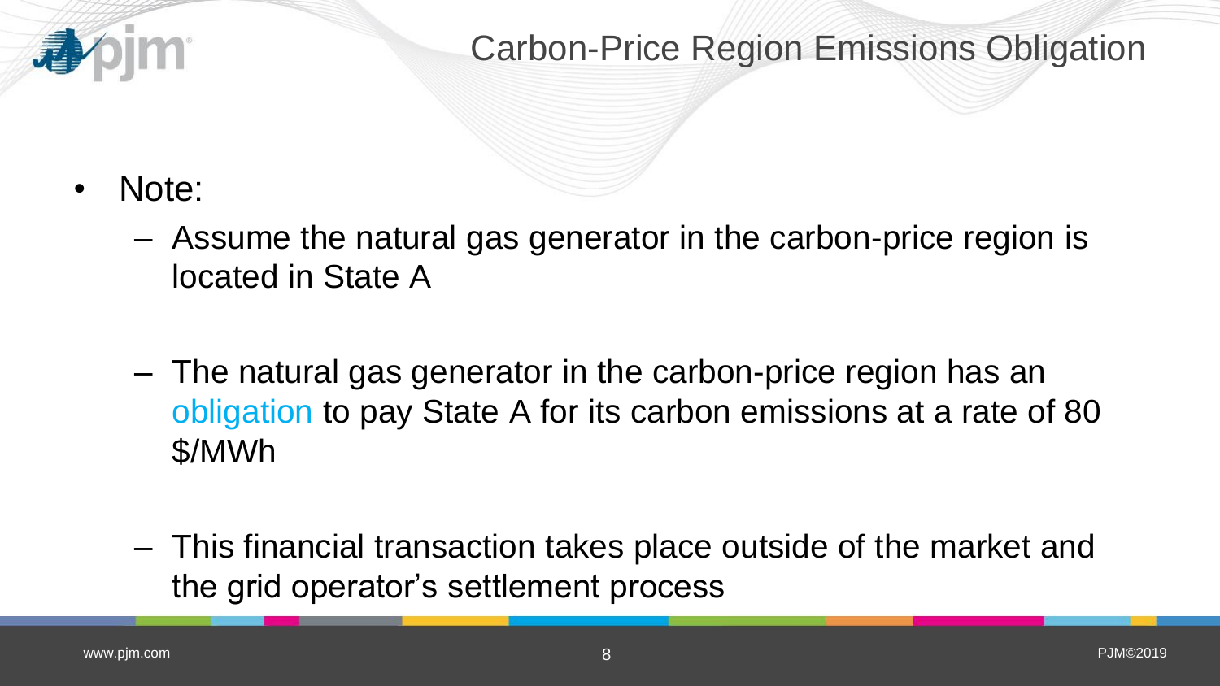# Carbon-Price Region Emissions Obligation

- Note:
  - Assume the natural gas generator in the carbon-price region is located in State A
  - The natural gas generator in the carbon-price region has an obligation to pay State A for its carbon emissions at a rate of 80 $/MWh
  - This financial transaction takes place outside of the market and the grid operator's settlement process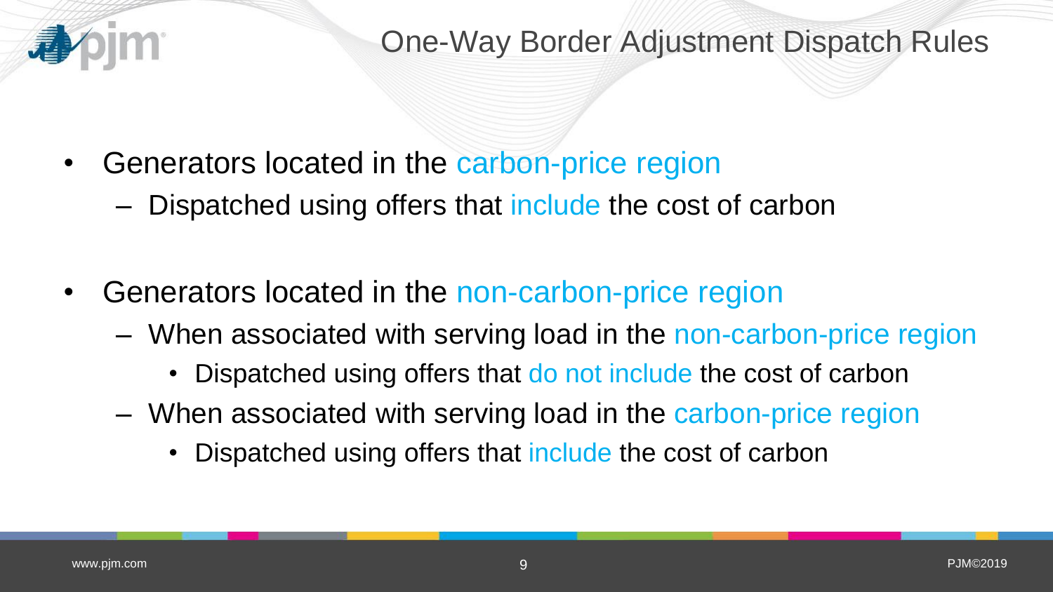# One-Way Border Adjustment Dispatch Rules

- Generators located in the carbon-price region
  - Dispatched using offers that include the cost of carbon
- Generators located in the non-carbon-price region
  - When associated with serving load in the non-carbon-price region
    - Dispatched using offers that do not include the cost of carbon
  - When associated with serving load in the carbon-price region
    - Dispatched using offers that include the cost of carbon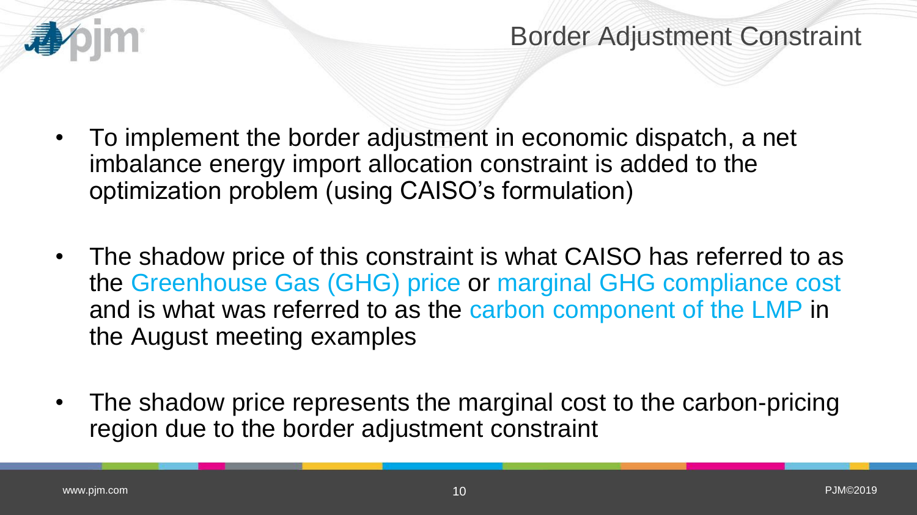# Border Adjustment Constraint

- To implement the border adjustment in economic dispatch, a net imbalance energy import allocation constraint is added to the optimization problem (using CAISO's formulation)
- The shadow price of this constraint is what CAISO has referred to as the Greenhouse Gas (GHG) price or marginal GHG compliance cost and is what was referred to as the carbon component of the LMP in the August meeting examples
- The shadow price represents the marginal cost to the carbon-pricing region due to the border adjustment constraint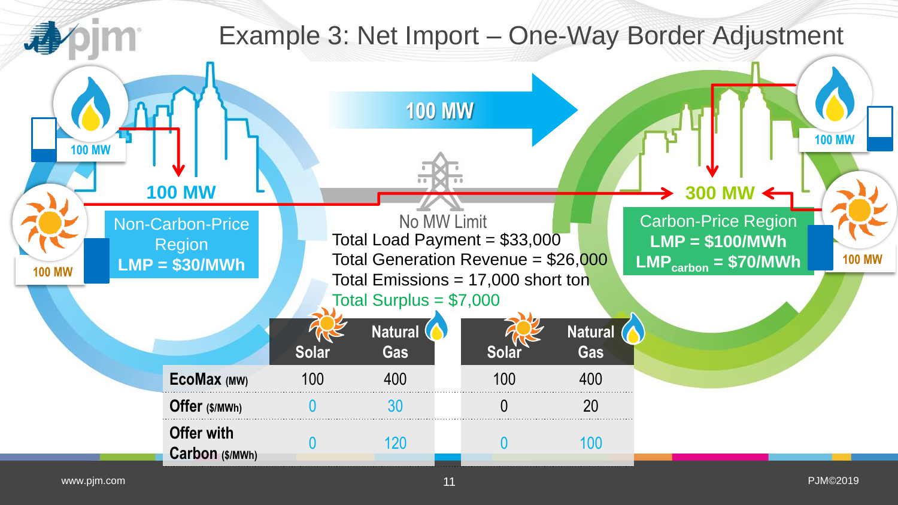# Example 3: Net Import – One-Way Border Adjustment

**100 MW** (flow from Non-Carbon-Price Region to Carbon-Price Region)

No MW Limit

**Non-Carbon-Price Region**
**LMP = $30/MWh**

- Natural Gas: 100 MW
- Solar: 100 MW
- Load: 100 MW

**Carbon-Price Region**
**LMP = $100/MWh**
**$LMP_{carbon}$ = $70/MWh**

- Natural Gas: 100 MW
- Solar: 100 MW
- Load: 300 MW

Total Load Payment = $33,000
Total Generation Revenue = $26,000
Total Emissions = 17,000 short ton
Total Surplus = $7,000

| | Non-Carbon-Price Region: Solar | Non-Carbon-Price Region: Natural Gas | Carbon-Price Region: Solar | Carbon-Price Region: Natural Gas |
|---|---|---|---|---|
| **EcoMax** (MW) | 100 | 400 | 100 | 400 |
| **Offer** ($/MWh) | 0 | 30 | 0 | 20 |
| **Offer with Carbon** ($/MWh) | 0 | 120 | 0 | 100 |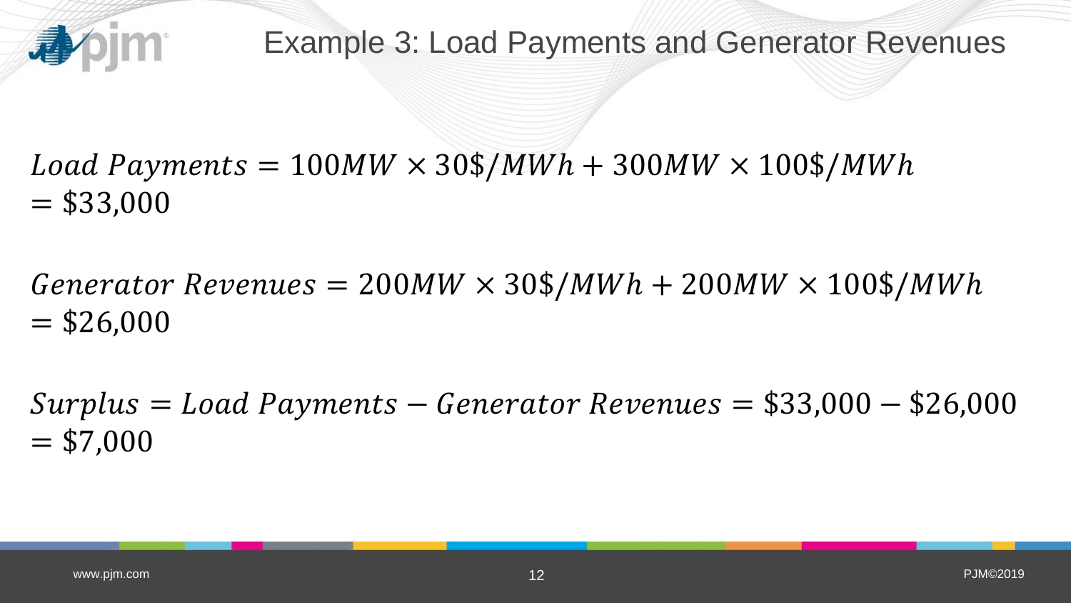# Example 3: Load Payments and Generator Revenues

$$Load\ Payments = 100MW \times 30\$/MWh + 300MW \times 100\$/MWh = \$33{,}000$$

$$Generator\ Revenues = 200MW \times 30\$/MWh + 200MW \times 100\$/MWh = \$26{,}000$$

$$Surplus = Load\ Payments - Generator\ Revenues = \$33{,}000 - \$26{,}000 = \$7{,}000$$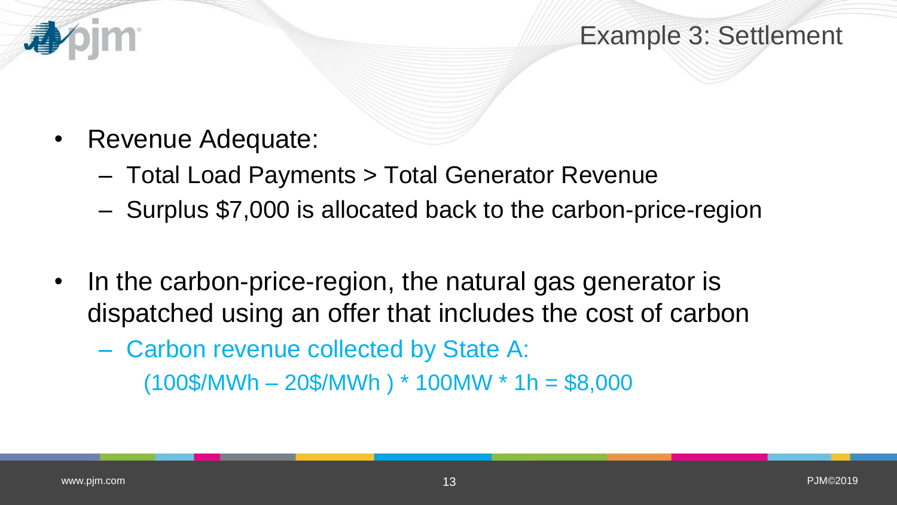# Example 3: Settlement

- Revenue Adequate:
  - Total Load Payments > Total Generator Revenue
  - Surplus $7,000 is allocated back to the carbon-price-region

- In the carbon-price-region, the natural gas generator is dispatched using an offer that includes the cost of carbon
  - Carbon revenue collected by State A:
    (100$/MWh – 20$/MWh ) * 100MW * 1h = $8,000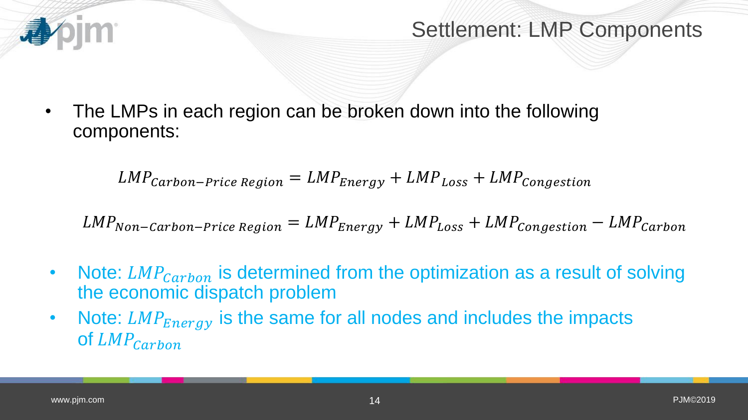# Settlement: LMP Components

- The LMPs in each region can be broken down into the following components:

$$LMP_{Carbon-Price\ Region} = LMP_{Energy} + LMP_{Loss} + LMP_{Congestion}$$

$$LMP_{Non-Carbon-Price\ Region} = LMP_{Energy} + LMP_{Loss} + LMP_{Congestion} - LMP_{Carbon}$$

- Note: $LMP_{Carbon}$ is determined from the optimization as a result of solving the economic dispatch problem
- Note: $LMP_{Energy}$ is the same for all nodes and includes the impacts of $LMP_{Carbon}$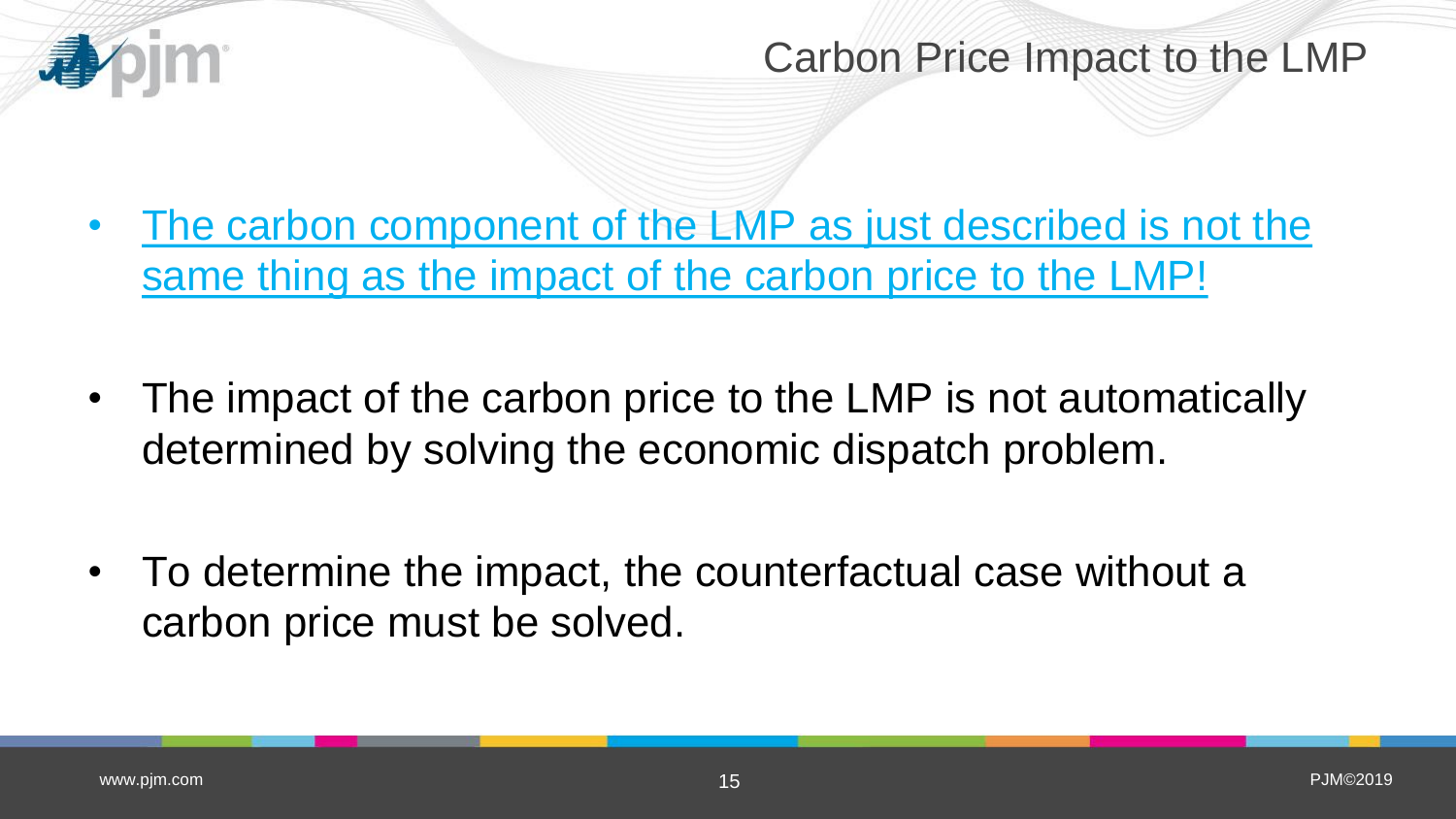# Carbon Price Impact to the LMP

- The carbon component of the LMP as just described is not the same thing as the impact of the carbon price to the LMP!

- The impact of the carbon price to the LMP is not automatically determined by solving the economic dispatch problem.

- To determine the impact, the counterfactual case without a carbon price must be solved.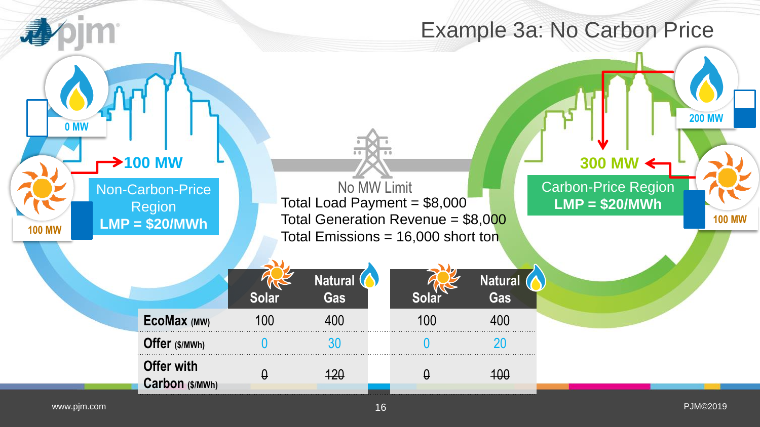# Example 3a: No Carbon Price

**Non-Carbon-Price Region**
**LMP = $20/MWh**

- Natural Gas: 0 MW
- Solar: 100 MW
- 100 MW

No MW Limit

Total Load Payment = $8,000
Total Generation Revenue = $8,000
Total Emissions = 16,000 short ton

**Carbon-Price Region**
**LMP = $20/MWh**

- Natural Gas: 200 MW
- Solar: 100 MW
- 300 MW

**Non-Carbon-Price Region**

| | Solar | Natural Gas |
|---|---|---|
| **EcoMax** (MW) | 100 | 400 |
| **Offer** ($/MWh) | 0 | 30 |
| **Offer with Carbon** ($/MWh) | ~~0~~ | ~~120~~ |

**Carbon-Price Region**

| | Solar | Natural Gas |
|---|---|---|
| **EcoMax** (MW) | 100 | 400 |
| **Offer** ($/MWh) | 0 | 20 |
| **Offer with Carbon** ($/MWh) | ~~0~~ | ~~100~~ |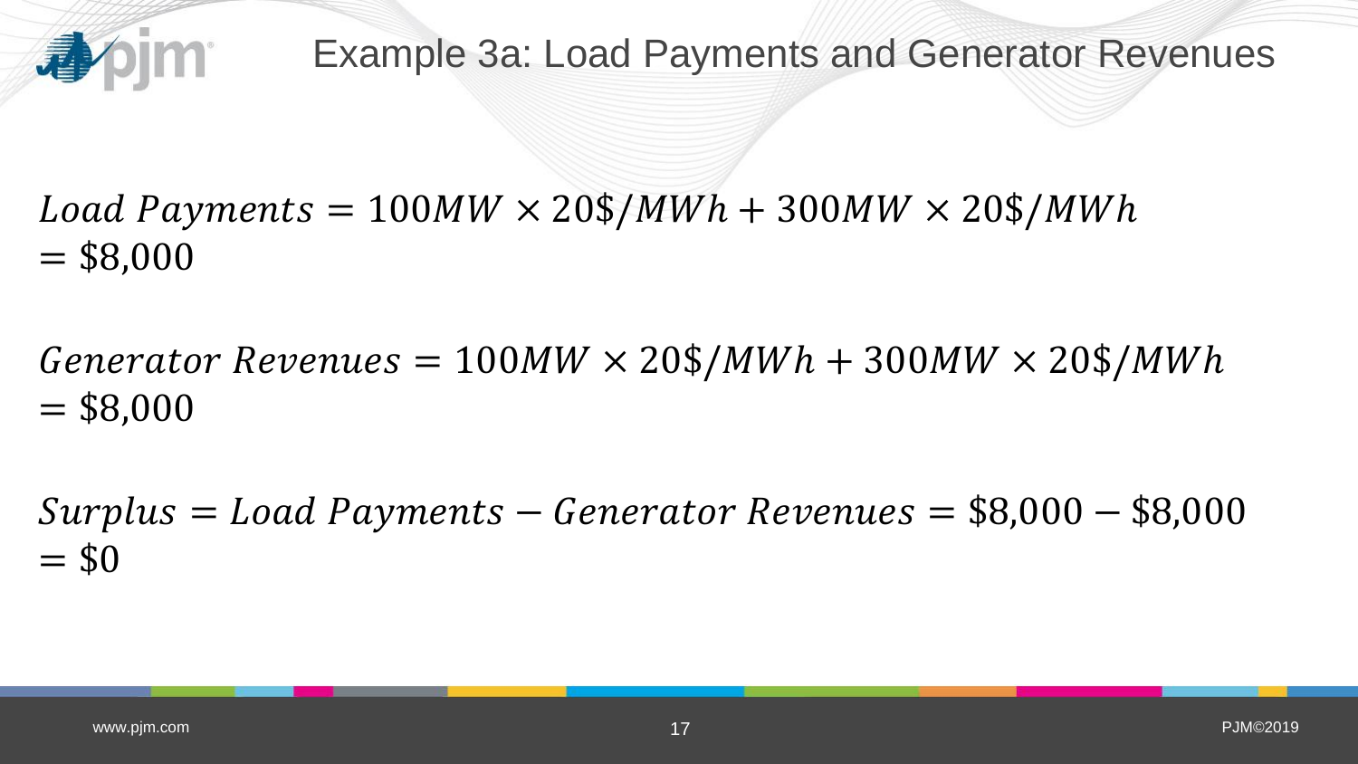# Example 3a: Load Payments and Generator Revenues

$$Load\ Payments = 100MW \times 20\$/MWh + 300MW \times 20\$/MWh = \$8{,}000$$

$$Generator\ Revenues = 100MW \times 20\$/MWh + 300MW \times 20\$/MWh = \$8{,}000$$

$$Surplus = Load\ Payments - Generator\ Revenues = \$8{,}000 - \$8{,}000 = \$0$$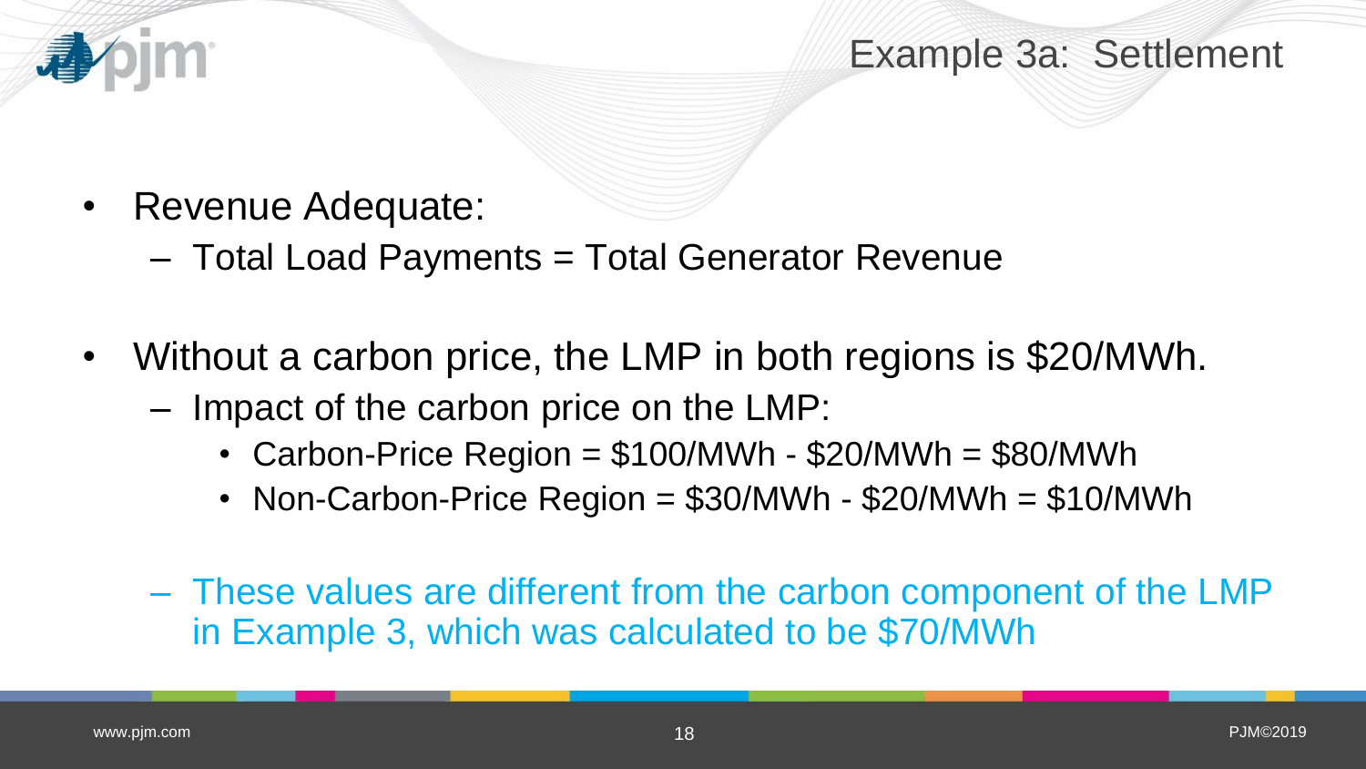# Example 3a: Settlement

- Revenue Adequate:
  - Total Load Payments = Total Generator Revenue

- Without a carbon price, the LMP in both regions is $20/MWh.
  - Impact of the carbon price on the LMP:
    - Carbon-Price Region = $100/MWh - $20/MWh = $80/MWh
    - Non-Carbon-Price Region = $30/MWh - $20/MWh = $10/MWh

  - These values are different from the carbon component of the LMP in Example 3, which was calculated to be $70/MWh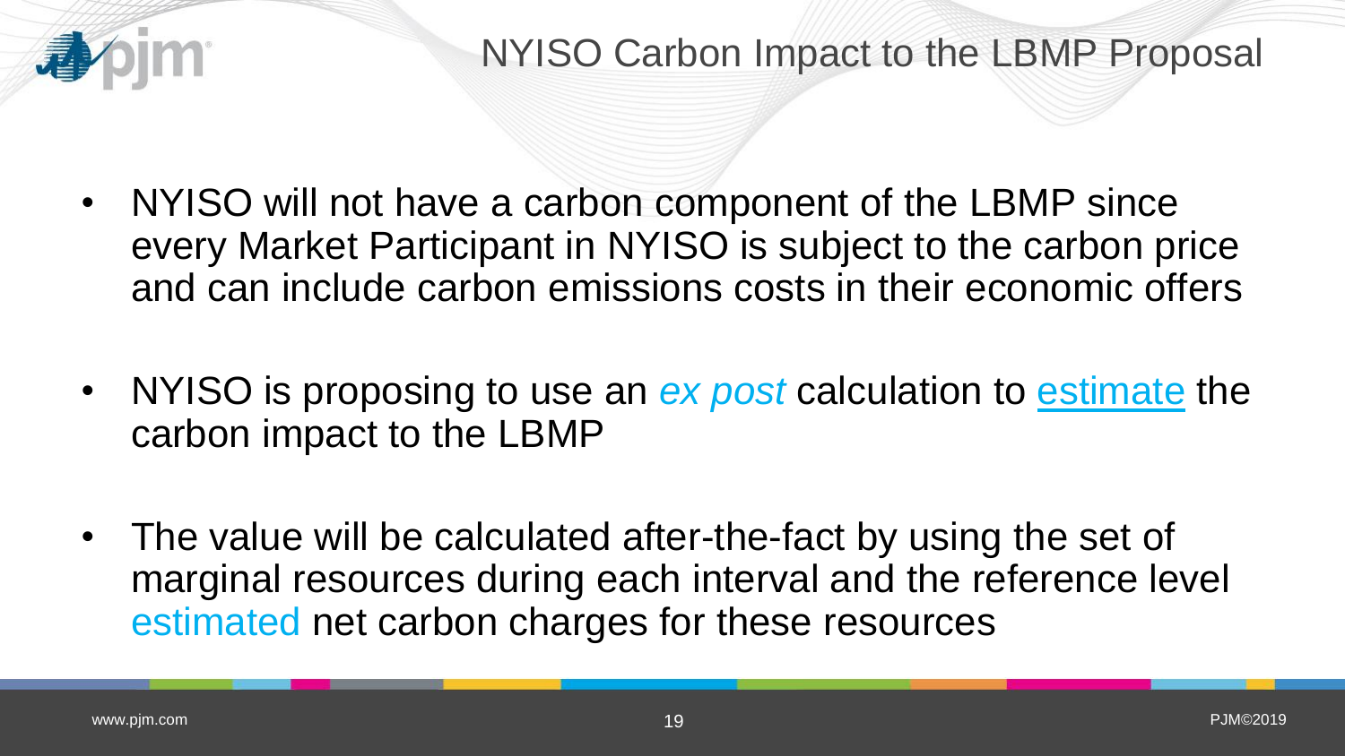# NYISO Carbon Impact to the LBMP Proposal

- NYISO will not have a carbon component of the LBMP since every Market Participant in NYISO is subject to the carbon price and can include carbon emissions costs in their economic offers
- NYISO is proposing to use an *ex post* calculation to estimate the carbon impact to the LBMP
- The value will be calculated after-the-fact by using the set of marginal resources during each interval and the reference level estimated net carbon charges for these resources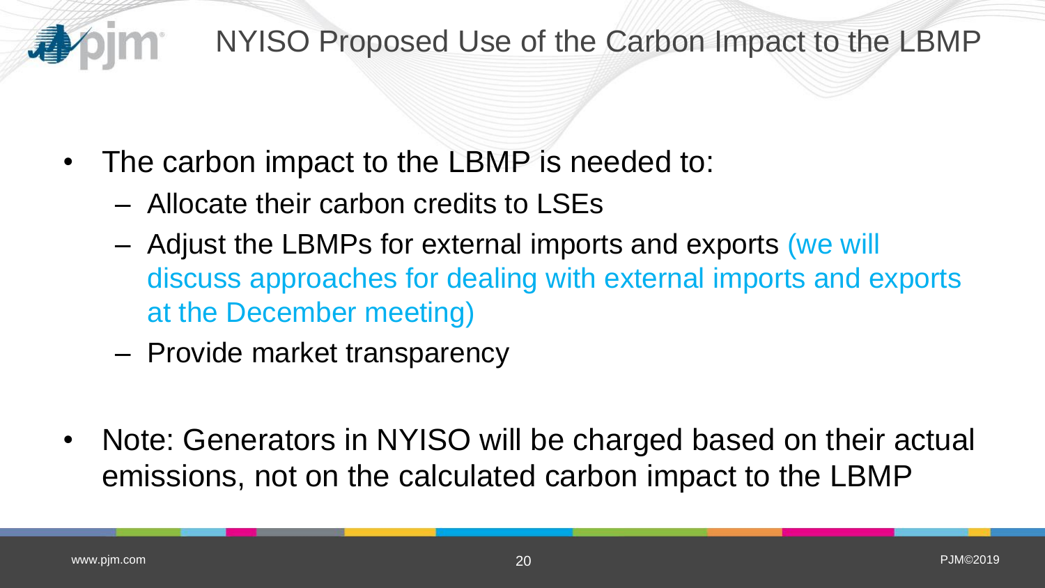# NYISO Proposed Use of the Carbon Impact to the LBMP

- The carbon impact to the LBMP is needed to:
  - Allocate their carbon credits to LSEs
  - Adjust the LBMPs for external imports and exports (we will discuss approaches for dealing with external imports and exports at the December meeting)
  - Provide market transparency

- Note: Generators in NYISO will be charged based on their actual emissions, not on the calculated carbon impact to the LBMP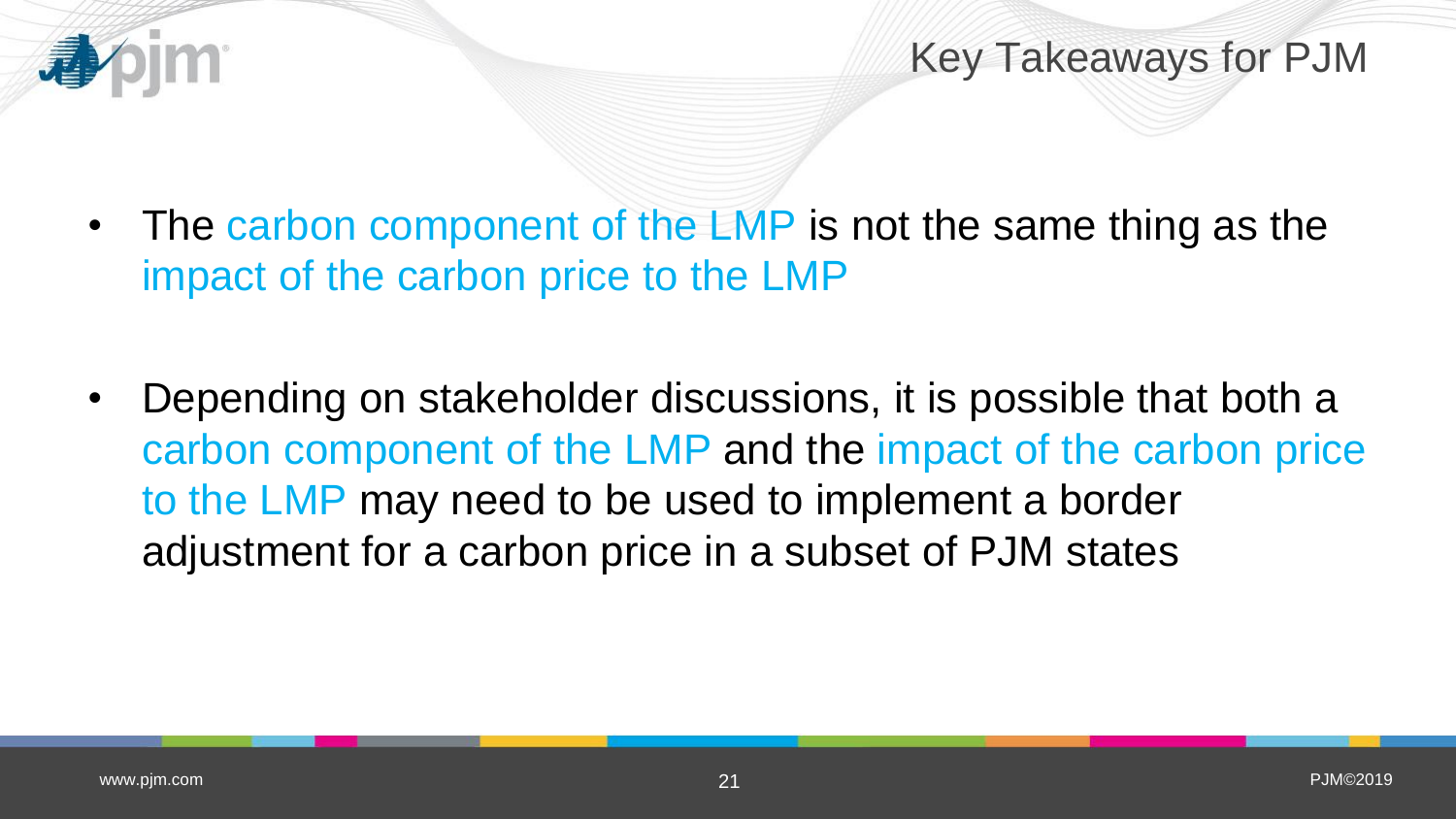# Key Takeaways for PJM

- The carbon component of the LMP is not the same thing as the impact of the carbon price to the LMP
- Depending on stakeholder discussions, it is possible that both a carbon component of the LMP and the impact of the carbon price to the LMP may need to be used to implement a border adjustment for a carbon price in a subset of PJM states